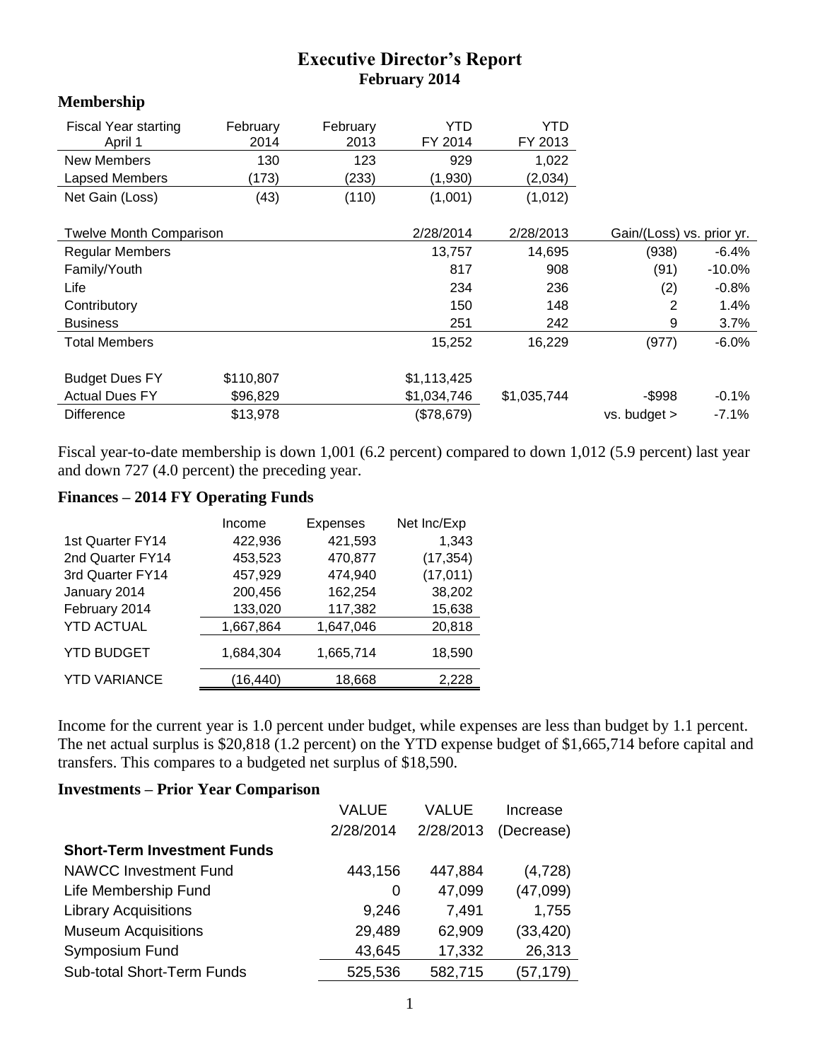# Executive Director's Report
## February 2014

### Membership

| Fiscal Year starting April 1 | February 2014 | February 2013 | YTD FY 2014 | YTD FY 2013 |
|---|---|---|---|---|
| New Members | 130 | 123 | 929 | 1,022 |
| Lapsed Members | (173) | (233) | (1,930) | (2,034) |
| Net Gain (Loss) | (43) | (110) | (1,001) | (1,012) |

| Twelve Month Comparison | | | 2/28/2014 | 2/28/2013 | Gain/(Loss) vs. prior yr. | |
|---|---|---|---|---|---|---|
| Regular Members | | | 13,757 | 14,695 | (938) | -6.4% |
| Family/Youth | | | 817 | 908 | (91) | -10.0% |
| Life | | | 234 | 236 | (2) | -0.8% |
| Contributory | | | 150 | 148 | 2 | 1.4% |
| Business | | | 251 | 242 | 9 | 3.7% |
| Total Members | | | 15,252 | 16,229 | (977) | -6.0% |
| | | | | | | |
| Budget Dues FY | $110,807 | | $1,113,425 | | | |
| Actual Dues FY | $96,829 | | $1,034,746 | $1,035,744 | -$998 | -0.1% |
| Difference | $13,978 | | ($78,679) | | vs. budget > | -7.1% |

Fiscal year-to-date membership is down 1,001 (6.2 percent) compared to down 1,012 (5.9 percent) last year and down 727 (4.0 percent) the preceding year.

### Finances – 2014 FY Operating Funds

| | Income | Expenses | Net Inc/Exp |
|---|---|---|---|
| 1st Quarter FY14 | 422,936 | 421,593 | 1,343 |
| 2nd Quarter FY14 | 453,523 | 470,877 | (17,354) |
| 3rd Quarter FY14 | 457,929 | 474,940 | (17,011) |
| January 2014 | 200,456 | 162,254 | 38,202 |
| February 2014 | 133,020 | 117,382 | 15,638 |
| YTD ACTUAL | 1,667,864 | 1,647,046 | 20,818 |
| YTD BUDGET | 1,684,304 | 1,665,714 | 18,590 |
| YTD VARIANCE | (16,440) | 18,668 | 2,228 |

Income for the current year is 1.0 percent under budget, while expenses are less than budget by 1.1 percent. The net actual surplus is $20,818 (1.2 percent) on the YTD expense budget of $1,665,714 before capital and transfers. This compares to a budgeted net surplus of $18,590.

### Investments – Prior Year Comparison

| | VALUE 2/28/2014 | VALUE 2/28/2013 | Increase (Decrease) |
|---|---|---|---|
| **Short-Term Investment Funds** | | | |
| NAWCC Investment Fund | 443,156 | 447,884 | (4,728) |
| Life Membership Fund | 0 | 47,099 | (47,099) |
| Library Acquisitions | 9,246 | 7,491 | 1,755 |
| Museum Acquisitions | 29,489 | 62,909 | (33,420) |
| Symposium Fund | 43,645 | 17,332 | 26,313 |
| Sub-total Short-Term Funds | 525,536 | 582,715 | (57,179) |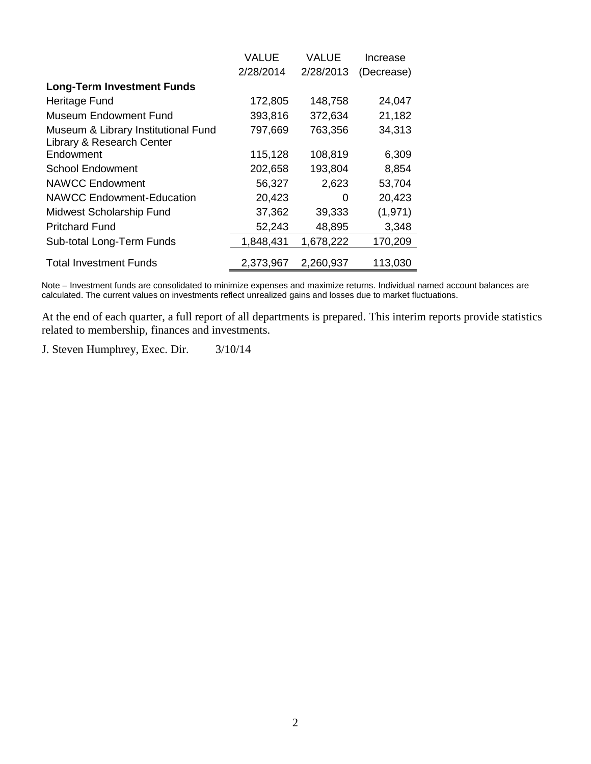| | VALUE 2/28/2014 | VALUE 2/28/2013 | Increase (Decrease) |
|---|---|---|---|
| **Long-Term Investment Funds** | | | |
| Heritage Fund | 172,805 | 148,758 | 24,047 |
| Museum Endowment Fund | 393,816 | 372,634 | 21,182 |
| Museum & Library Institutional Fund | 797,669 | 763,356 | 34,313 |
| Library & Research Center Endowment | 115,128 | 108,819 | 6,309 |
| School Endowment | 202,658 | 193,804 | 8,854 |
| NAWCC Endowment | 56,327 | 2,623 | 53,704 |
| NAWCC Endowment-Education | 20,423 | 0 | 20,423 |
| Midwest Scholarship Fund | 37,362 | 39,333 | (1,971) |
| Pritchard Fund | 52,243 | 48,895 | 3,348 |
| Sub-total Long-Term Funds | 1,848,431 | 1,678,222 | 170,209 |
| Total Investment Funds | 2,373,967 | 2,260,937 | 113,030 |

Note – Investment funds are consolidated to minimize expenses and maximize returns. Individual named account balances are calculated. The current values on investments reflect unrealized gains and losses due to market fluctuations.

At the end of each quarter, a full report of all departments is prepared. This interim reports provide statistics related to membership, finances and investments.

J. Steven Humphrey, Exec. Dir. 3/10/14